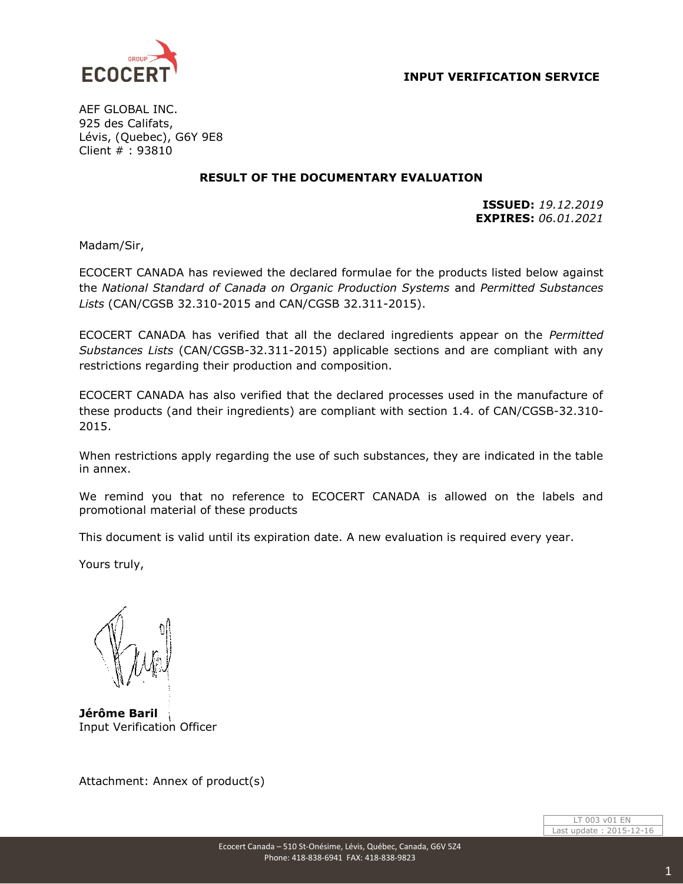ECOCERT GROUP

**INPUT VERIFICATION SERVICE**

AEF GLOBAL INC.
925 des Califats,
Lévis, (Quebec), G6Y 9E8
Client # : 93810

## RESULT OF THE DOCUMENTARY EVALUATION

**ISSUED:** *19.12.2019*
**EXPIRES:** *06.01.2021*

Madam/Sir,

ECOCERT CANADA has reviewed the declared formulae for the products listed below against the *National Standard of Canada on Organic Production Systems* and *Permitted Substances Lists* (CAN/CGSB 32.310-2015 and CAN/CGSB 32.311-2015).

ECOCERT CANADA has verified that all the declared ingredients appear on the *Permitted Substances Lists* (CAN/CGSB-32.311-2015) applicable sections and are compliant with any restrictions regarding their production and composition.

ECOCERT CANADA has also verified that the declared processes used in the manufacture of these products (and their ingredients) are compliant with section 1.4. of CAN/CGSB-32.310-2015.

When restrictions apply regarding the use of such substances, they are indicated in the table in annex.

We remind you that no reference to ECOCERT CANADA is allowed on the labels and promotional material of these products

This document is valid until its expiration date. A new evaluation is required every year.

Yours truly,

**Jérôme Baril**
Input Verification Officer

Attachment: Annex of product(s)

LT 003 v01 EN
Last update : 2015-12-16

Ecocert Canada – 510 St-Onésime, Lévis, Québec, Canada, G6V 5Z4
Phone: 418-838-6941 FAX: 418-838-9823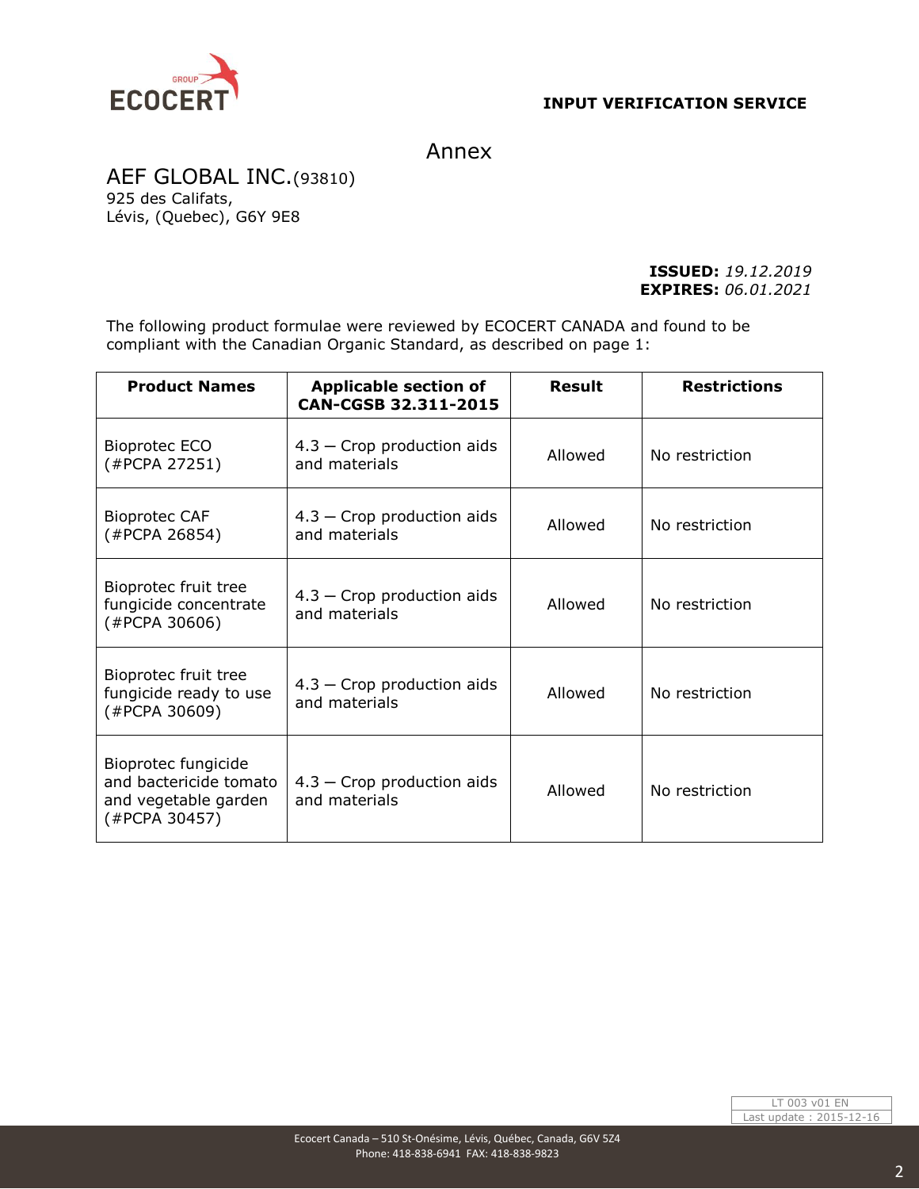**INPUT VERIFICATION SERVICE**

# Annex

## AEF GLOBAL INC.(93810)

925 des Califats,
Lévis, (Quebec), G6Y 9E8

**ISSUED:** *19.12.2019*
**EXPIRES:** *06.01.2021*

The following product formulae were reviewed by ECOCERT CANADA and found to be compliant with the Canadian Organic Standard, as described on page 1:

| Product Names | Applicable section of CAN-CGSB 32.311-2015 | Result | Restrictions |
|---|---|---|---|
| Bioprotec ECO (#PCPA 27251) | 4.3 – Crop production aids and materials | Allowed | No restriction |
| Bioprotec CAF (#PCPA 26854) | 4.3 – Crop production aids and materials | Allowed | No restriction |
| Bioprotec fruit tree fungicide concentrate (#PCPA 30606) | 4.3 – Crop production aids and materials | Allowed | No restriction |
| Bioprotec fruit tree fungicide ready to use (#PCPA 30609) | 4.3 – Crop production aids and materials | Allowed | No restriction |
| Bioprotec fungicide and bactericide tomato and vegetable garden (#PCPA 30457) | 4.3 – Crop production aids and materials | Allowed | No restriction |

LT 003 v01 EN
Last update : 2015-12-16

Ecocert Canada – 510 St-Onésime, Lévis, Québec, Canada, G6V 5Z4
Phone: 418-838-6941 FAX: 418-838-9823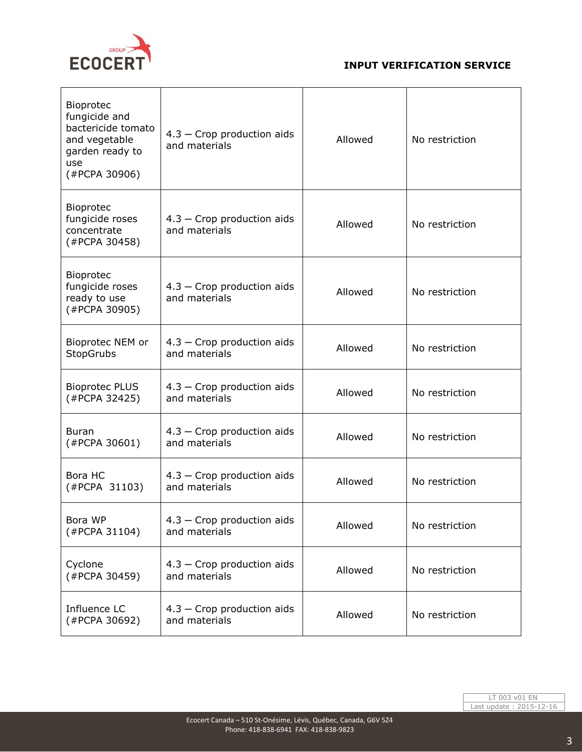| Bioprotec fungicide and bactericide tomato and vegetable garden ready to use (#PCPA 30906) | 4.3 – Crop production aids and materials | Allowed | No restriction |
|---|---|---|---|
| Bioprotec fungicide roses concentrate (#PCPA 30458) | 4.3 – Crop production aids and materials | Allowed | No restriction |
| Bioprotec fungicide roses ready to use (#PCPA 30905) | 4.3 – Crop production aids and materials | Allowed | No restriction |
| Bioprotec NEM or StopGrubs | 4.3 – Crop production aids and materials | Allowed | No restriction |
| Bioprotec PLUS (#PCPA 32425) | 4.3 – Crop production aids and materials | Allowed | No restriction |
| Buran (#PCPA 30601) | 4.3 – Crop production aids and materials | Allowed | No restriction |
| Bora HC (#PCPA 31103) | 4.3 – Crop production aids and materials | Allowed | No restriction |
| Bora WP (#PCPA 31104) | 4.3 – Crop production aids and materials | Allowed | No restriction |
| Cyclone (#PCPA 30459) | 4.3 – Crop production aids and materials | Allowed | No restriction |
| Influence LC (#PCPA 30692) | 4.3 – Crop production aids and materials | Allowed | No restriction |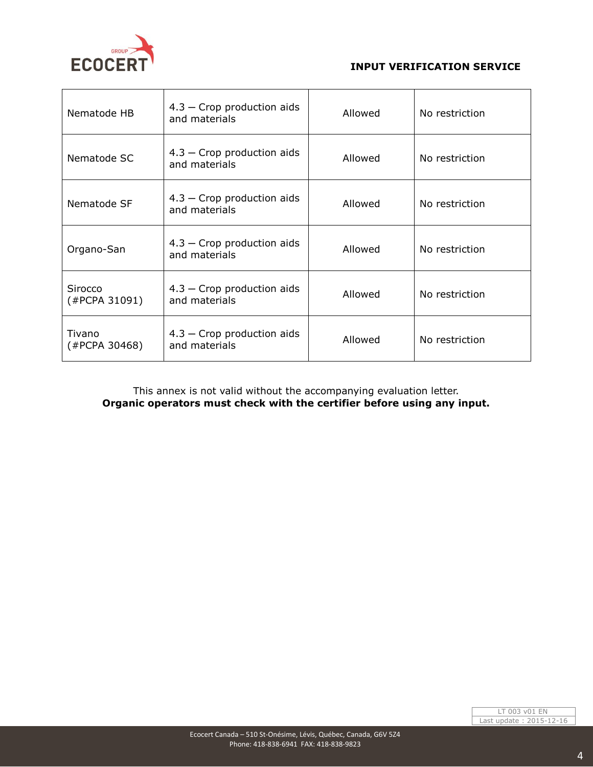| | | | |
|---|---|---|---|
| Nematode HB | 4.3 – Crop production aids and materials | Allowed | No restriction |
| Nematode SC | 4.3 – Crop production aids and materials | Allowed | No restriction |
| Nematode SF | 4.3 – Crop production aids and materials | Allowed | No restriction |
| Organo-San | 4.3 – Crop production aids and materials | Allowed | No restriction |
| Sirocco (#PCPA 31091) | 4.3 – Crop production aids and materials | Allowed | No restriction |
| Tivano (#PCPA 30468) | 4.3 – Crop production aids and materials | Allowed | No restriction |

This annex is not valid without the accompanying evaluation letter.
**Organic operators must check with the certifier before using any input.**